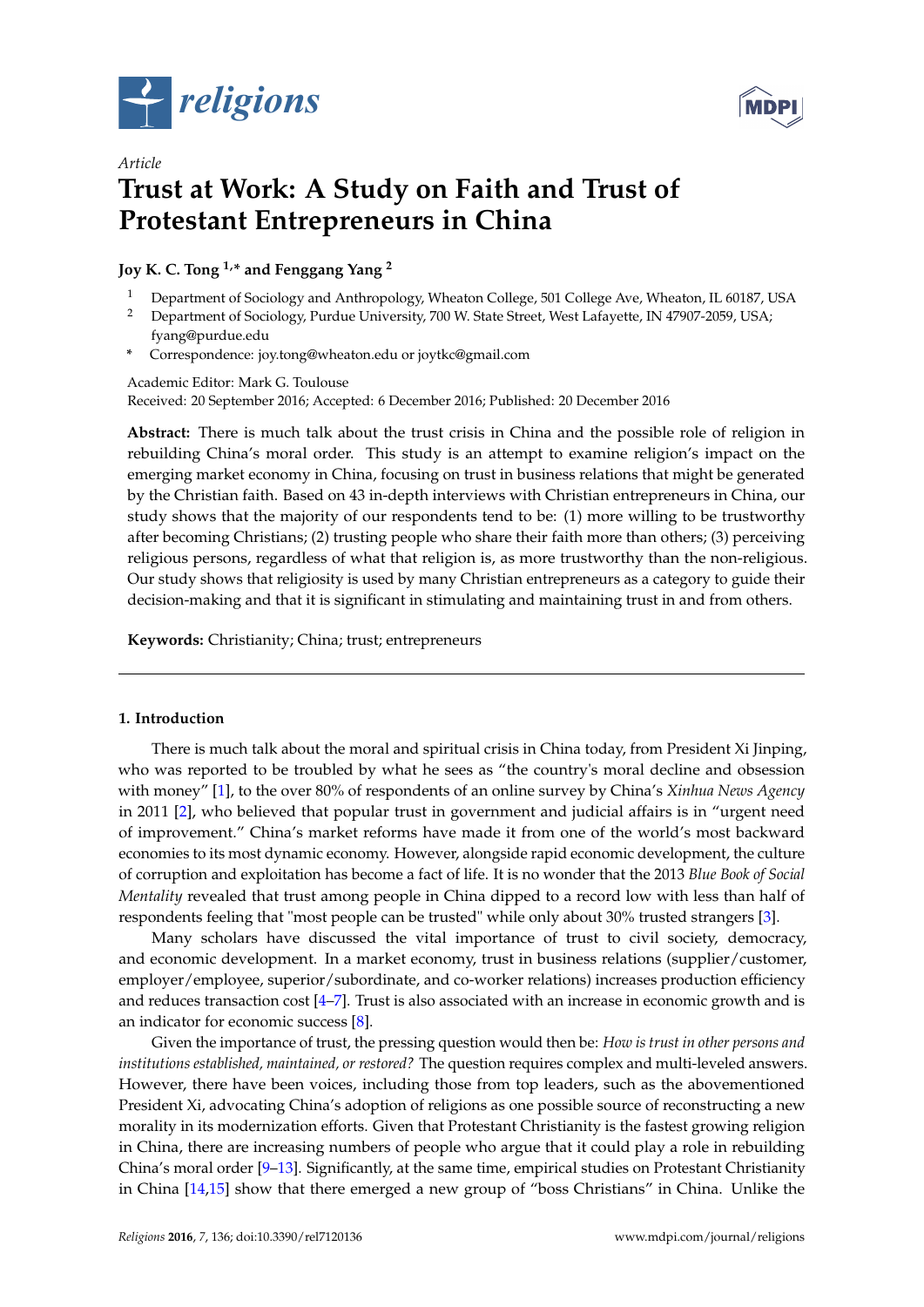*religions*

*Article*

# Trust at Work: A Study on Faith and Trust of Protestant Entrepreneurs in China

**Joy K. C. Tong [1,*] and Fenggang Yang [2]**

[1] Department of Sociology and Anthropology, Wheaton College, 501 College Ave, Wheaton, IL 60187, USA

[2] Department of Sociology, Purdue University, 700 W. State Street, West Lafayette, IN 47907-2059, USA; fyang@purdue.edu

* Correspondence: joy.tong@wheaton.edu or joytkc@gmail.com

Academic Editor: Mark G. Toulouse

Received: 20 September 2016; Accepted: 6 December 2016; Published: 20 December 2016

**Abstract:** There is much talk about the trust crisis in China and the possible role of religion in rebuilding China's moral order. This study is an attempt to examine religion's impact on the emerging market economy in China, focusing on trust in business relations that might be generated by the Christian faith. Based on 43 in-depth interviews with Christian entrepreneurs in China, our study shows that the majority of our respondents tend to be: (1) more willing to be trustworthy after becoming Christians; (2) trusting people who share their faith more than others; (3) perceiving religious persons, regardless of what that religion is, as more trustworthy than the non-religious. Our study shows that religiosity is used by many Christian entrepreneurs as a category to guide their decision-making and that it is significant in stimulating and maintaining trust in and from others.

**Keywords:** Christianity; China; trust; entrepreneurs

## 1. Introduction

There is much talk about the moral and spiritual crisis in China today, from President Xi Jinping, who was reported to be troubled by what he sees as "the country's moral decline and obsession with money" [1], to the over 80% of respondents of an online survey by China's *Xinhua News Agency* in 2011 [2], who believed that popular trust in government and judicial affairs is in "urgent need of improvement." China's market reforms have made it from one of the world's most backward economies to its most dynamic economy. However, alongside rapid economic development, the culture of corruption and exploitation has become a fact of life. It is no wonder that the 2013 *Blue Book of Social Mentality* revealed that trust among people in China dipped to a record low with less than half of respondents feeling that "most people can be trusted" while only about 30% trusted strangers [3].

Many scholars have discussed the vital importance of trust to civil society, democracy, and economic development. In a market economy, trust in business relations (supplier/customer, employer/employee, superior/subordinate, and co-worker relations) increases production efficiency and reduces transaction cost [4–7]. Trust is also associated with an increase in economic growth and is an indicator for economic success [8].

Given the importance of trust, the pressing question would then be: *How is trust in other persons and institutions established, maintained, or restored?* The question requires complex and multi-leveled answers. However, there have been voices, including those from top leaders, such as the abovementioned President Xi, advocating China's adoption of religions as one possible source of reconstructing a new morality in its modernization efforts. Given that Protestant Christianity is the fastest growing religion in China, there are increasing numbers of people who argue that it could play a role in rebuilding China's moral order [9–13]. Significantly, at the same time, empirical studies on Protestant Christianity in China [14,15] show that there emerged a new group of "boss Christians" in China. Unlike the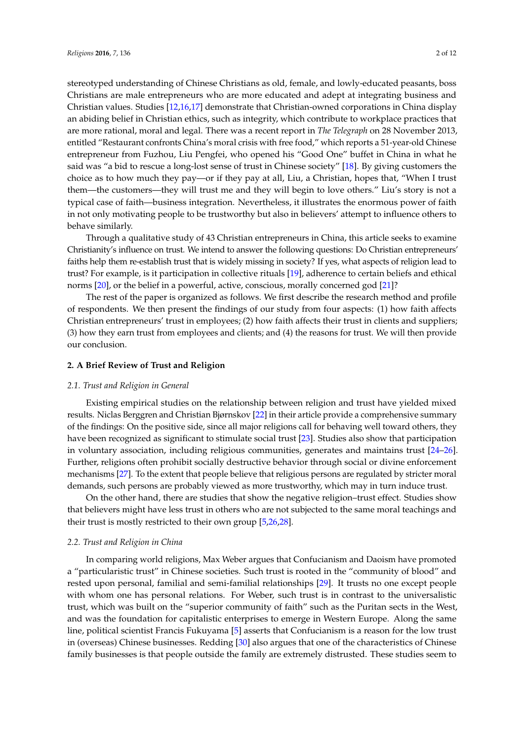stereotyped understanding of Chinese Christians as old, female, and lowly-educated peasants, boss Christians are male entrepreneurs who are more educated and adept at integrating business and Christian values. Studies [12,16,17] demonstrate that Christian-owned corporations in China display an abiding belief in Christian ethics, such as integrity, which contribute to workplace practices that are more rational, moral and legal. There was a recent report in *The Telegraph* on 28 November 2013, entitled "Restaurant confronts China's moral crisis with free food," which reports a 51-year-old Chinese entrepreneur from Fuzhou, Liu Pengfei, who opened his "Good One" buffet in China in what he said was "a bid to rescue a long-lost sense of trust in Chinese society" [18]. By giving customers the choice as to how much they pay—or if they pay at all, Liu, a Christian, hopes that, "When I trust them—the customers—they will trust me and they will begin to love others." Liu's story is not a typical case of faith—business integration. Nevertheless, it illustrates the enormous power of faith in not only motivating people to be trustworthy but also in believers' attempt to influence others to behave similarly.

Through a qualitative study of 43 Christian entrepreneurs in China, this article seeks to examine Christianity's influence on trust. We intend to answer the following questions: Do Christian entrepreneurs' faiths help them re-establish trust that is widely missing in society? If yes, what aspects of religion lead to trust? For example, is it participation in collective rituals [19], adherence to certain beliefs and ethical norms [20], or the belief in a powerful, active, conscious, morally concerned god [21]?

The rest of the paper is organized as follows. We first describe the research method and profile of respondents. We then present the findings of our study from four aspects: (1) how faith affects Christian entrepreneurs' trust in employees; (2) how faith affects their trust in clients and suppliers; (3) how they earn trust from employees and clients; and (4) the reasons for trust. We will then provide our conclusion.

## 2. A Brief Review of Trust and Religion

### 2.1. Trust and Religion in General

Existing empirical studies on the relationship between religion and trust have yielded mixed results. Niclas Berggren and Christian Bjørnskov [22] in their article provide a comprehensive summary of the findings: On the positive side, since all major religions call for behaving well toward others, they have been recognized as significant to stimulate social trust [23]. Studies also show that participation in voluntary association, including religious communities, generates and maintains trust [24–26]. Further, religions often prohibit socially destructive behavior through social or divine enforcement mechanisms [27]. To the extent that people believe that religious persons are regulated by stricter moral demands, such persons are probably viewed as more trustworthy, which may in turn induce trust.

On the other hand, there are studies that show the negative religion–trust effect. Studies show that believers might have less trust in others who are not subjected to the same moral teachings and their trust is mostly restricted to their own group [5,26,28].

### 2.2. Trust and Religion in China

In comparing world religions, Max Weber argues that Confucianism and Daoism have promoted a "particularistic trust" in Chinese societies. Such trust is rooted in the "community of blood" and rested upon personal, familial and semi-familial relationships [29]. It trusts no one except people with whom one has personal relations. For Weber, such trust is in contrast to the universalistic trust, which was built on the "superior community of faith" such as the Puritan sects in the West, and was the foundation for capitalistic enterprises to emerge in Western Europe. Along the same line, political scientist Francis Fukuyama [5] asserts that Confucianism is a reason for the low trust in (overseas) Chinese businesses. Redding [30] also argues that one of the characteristics of Chinese family businesses is that people outside the family are extremely distrusted. These studies seem to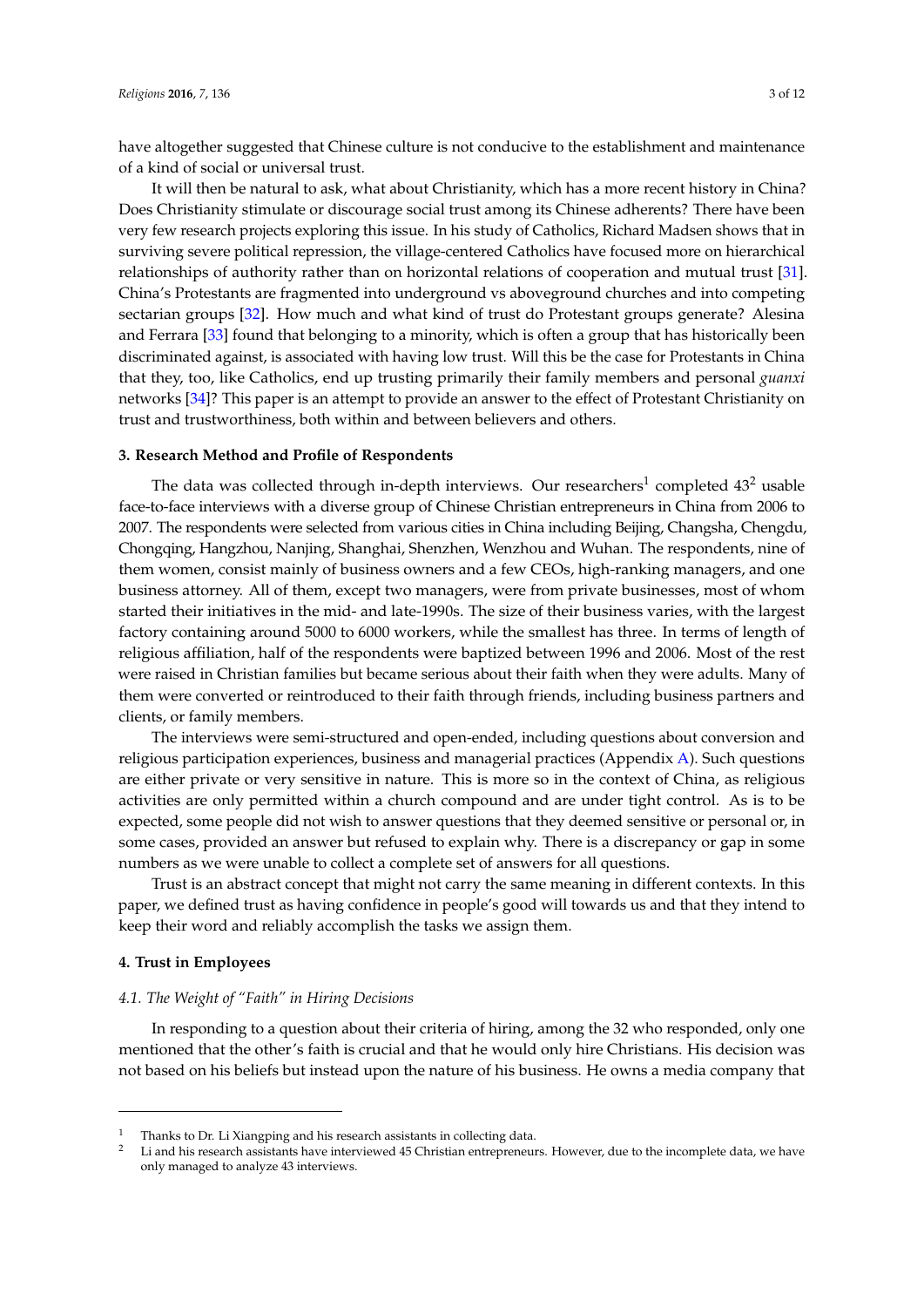have altogether suggested that Chinese culture is not conducive to the establishment and maintenance of a kind of social or universal trust.

It will then be natural to ask, what about Christianity, which has a more recent history in China? Does Christianity stimulate or discourage social trust among its Chinese adherents? There have been very few research projects exploring this issue. In his study of Catholics, Richard Madsen shows that in surviving severe political repression, the village-centered Catholics have focused more on hierarchical relationships of authority rather than on horizontal relations of cooperation and mutual trust [31]. China's Protestants are fragmented into underground vs aboveground churches and into competing sectarian groups [32]. How much and what kind of trust do Protestant groups generate? Alesina and Ferrara [33] found that belonging to a minority, which is often a group that has historically been discriminated against, is associated with having low trust. Will this be the case for Protestants in China that they, too, like Catholics, end up trusting primarily their family members and personal *guanxi* networks [34]? This paper is an attempt to provide an answer to the effect of Protestant Christianity on trust and trustworthiness, both within and between believers and others.

### 3. Research Method and Profile of Respondents

The data was collected through in-depth interviews. Our researchers[1] completed 43[2] usable face-to-face interviews with a diverse group of Chinese Christian entrepreneurs in China from 2006 to 2007. The respondents were selected from various cities in China including Beijing, Changsha, Chengdu, Chongqing, Hangzhou, Nanjing, Shanghai, Shenzhen, Wenzhou and Wuhan. The respondents, nine of them women, consist mainly of business owners and a few CEOs, high-ranking managers, and one business attorney. All of them, except two managers, were from private businesses, most of whom started their initiatives in the mid- and late-1990s. The size of their business varies, with the largest factory containing around 5000 to 6000 workers, while the smallest has three. In terms of length of religious affiliation, half of the respondents were baptized between 1996 and 2006. Most of the rest were raised in Christian families but became serious about their faith when they were adults. Many of them were converted or reintroduced to their faith through friends, including business partners and clients, or family members.

The interviews were semi-structured and open-ended, including questions about conversion and religious participation experiences, business and managerial practices (Appendix A). Such questions are either private or very sensitive in nature. This is more so in the context of China, as religious activities are only permitted within a church compound and are under tight control. As is to be expected, some people did not wish to answer questions that they deemed sensitive or personal or, in some cases, provided an answer but refused to explain why. There is a discrepancy or gap in some numbers as we were unable to collect a complete set of answers for all questions.

Trust is an abstract concept that might not carry the same meaning in different contexts. In this paper, we defined trust as having confidence in people's good will towards us and that they intend to keep their word and reliably accomplish the tasks we assign them.

### 4. Trust in Employees

#### *4.1. The Weight of "Faith" in Hiring Decisions*

In responding to a question about their criteria of hiring, among the 32 who responded, only one mentioned that the other's faith is crucial and that he would only hire Christians. His decision was not based on his beliefs but instead upon the nature of his business. He owns a media company that

---

[1] Thanks to Dr. Li Xiangping and his research assistants in collecting data.

[2] Li and his research assistants have interviewed 45 Christian entrepreneurs. However, due to the incomplete data, we have only managed to analyze 43 interviews.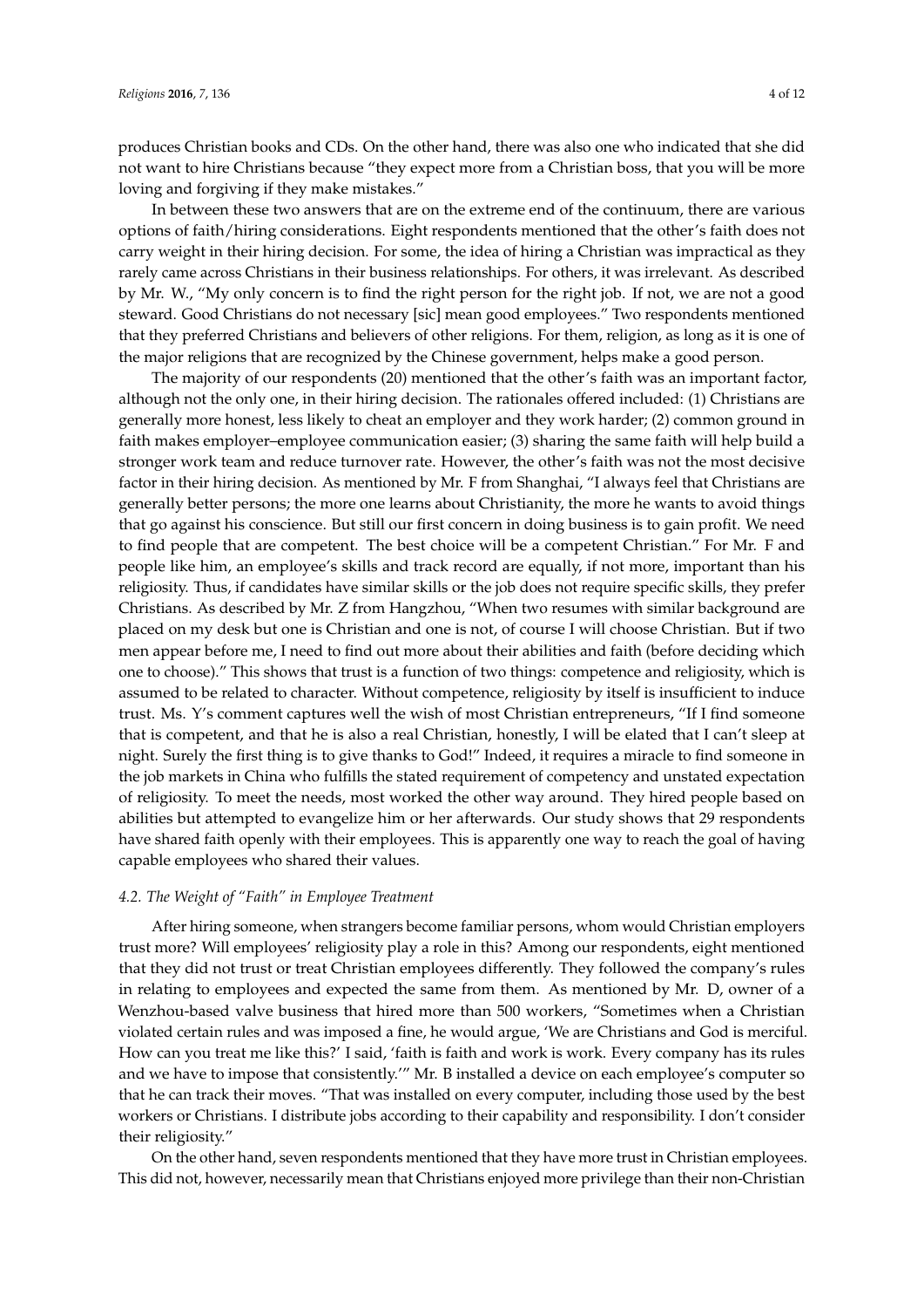produces Christian books and CDs. On the other hand, there was also one who indicated that she did not want to hire Christians because "they expect more from a Christian boss, that you will be more loving and forgiving if they make mistakes."

In between these two answers that are on the extreme end of the continuum, there are various options of faith/hiring considerations. Eight respondents mentioned that the other's faith does not carry weight in their hiring decision. For some, the idea of hiring a Christian was impractical as they rarely came across Christians in their business relationships. For others, it was irrelevant. As described by Mr. W., "My only concern is to find the right person for the right job. If not, we are not a good steward. Good Christians do not necessary [sic] mean good employees." Two respondents mentioned that they preferred Christians and believers of other religions. For them, religion, as long as it is one of the major religions that are recognized by the Chinese government, helps make a good person.

The majority of our respondents (20) mentioned that the other's faith was an important factor, although not the only one, in their hiring decision. The rationales offered included: (1) Christians are generally more honest, less likely to cheat an employer and they work harder; (2) common ground in faith makes employer–employee communication easier; (3) sharing the same faith will help build a stronger work team and reduce turnover rate. However, the other's faith was not the most decisive factor in their hiring decision. As mentioned by Mr. F from Shanghai, "I always feel that Christians are generally better persons; the more one learns about Christianity, the more he wants to avoid things that go against his conscience. But still our first concern in doing business is to gain profit. We need to find people that are competent. The best choice will be a competent Christian." For Mr. F and people like him, an employee's skills and track record are equally, if not more, important than his religiosity. Thus, if candidates have similar skills or the job does not require specific skills, they prefer Christians. As described by Mr. Z from Hangzhou, "When two resumes with similar background are placed on my desk but one is Christian and one is not, of course I will choose Christian. But if two men appear before me, I need to find out more about their abilities and faith (before deciding which one to choose)." This shows that trust is a function of two things: competence and religiosity, which is assumed to be related to character. Without competence, religiosity by itself is insufficient to induce trust. Ms. Y's comment captures well the wish of most Christian entrepreneurs, "If I find someone that is competent, and that he is also a real Christian, honestly, I will be elated that I can't sleep at night. Surely the first thing is to give thanks to God!" Indeed, it requires a miracle to find someone in the job markets in China who fulfills the stated requirement of competency and unstated expectation of religiosity. To meet the needs, most worked the other way around. They hired people based on abilities but attempted to evangelize him or her afterwards. Our study shows that 29 respondents have shared faith openly with their employees. This is apparently one way to reach the goal of having capable employees who shared their values.

### *4.2. The Weight of "Faith" in Employee Treatment*

After hiring someone, when strangers become familiar persons, whom would Christian employers trust more? Will employees' religiosity play a role in this? Among our respondents, eight mentioned that they did not trust or treat Christian employees differently. They followed the company's rules in relating to employees and expected the same from them. As mentioned by Mr. D, owner of a Wenzhou-based valve business that hired more than 500 workers, "Sometimes when a Christian violated certain rules and was imposed a fine, he would argue, 'We are Christians and God is merciful. How can you treat me like this?' I said, 'faith is faith and work is work. Every company has its rules and we have to impose that consistently.'" Mr. B installed a device on each employee's computer so that he can track their moves. "That was installed on every computer, including those used by the best workers or Christians. I distribute jobs according to their capability and responsibility. I don't consider their religiosity."

On the other hand, seven respondents mentioned that they have more trust in Christian employees. This did not, however, necessarily mean that Christians enjoyed more privilege than their non-Christian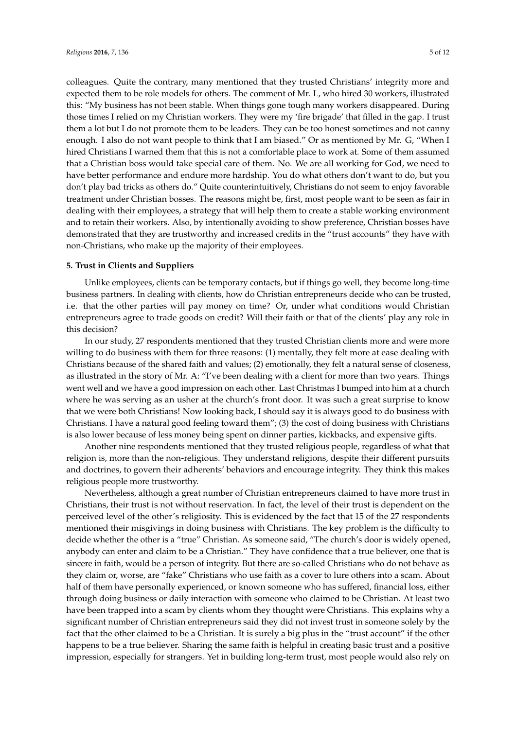colleagues. Quite the contrary, many mentioned that they trusted Christians' integrity more and expected them to be role models for others. The comment of Mr. L, who hired 30 workers, illustrated this: "My business has not been stable. When things gone tough many workers disappeared. During those times I relied on my Christian workers. They were my 'fire brigade' that filled in the gap. I trust them a lot but I do not promote them to be leaders. They can be too honest sometimes and not canny enough. I also do not want people to think that I am biased." Or as mentioned by Mr. G, "When I hired Christians I warned them that this is not a comfortable place to work at. Some of them assumed that a Christian boss would take special care of them. No. We are all working for God, we need to have better performance and endure more hardship. You do what others don't want to do, but you don't play bad tricks as others do." Quite counterintuitively, Christians do not seem to enjoy favorable treatment under Christian bosses. The reasons might be, first, most people want to be seen as fair in dealing with their employees, a strategy that will help them to create a stable working environment and to retain their workers. Also, by intentionally avoiding to show preference, Christian bosses have demonstrated that they are trustworthy and increased credits in the "trust accounts" they have with non-Christians, who make up the majority of their employees.

## 5. Trust in Clients and Suppliers

Unlike employees, clients can be temporary contacts, but if things go well, they become long-time business partners. In dealing with clients, how do Christian entrepreneurs decide who can be trusted, i.e. that the other parties will pay money on time? Or, under what conditions would Christian entrepreneurs agree to trade goods on credit? Will their faith or that of the clients' play any role in this decision?

In our study, 27 respondents mentioned that they trusted Christian clients more and were more willing to do business with them for three reasons: (1) mentally, they felt more at ease dealing with Christians because of the shared faith and values; (2) emotionally, they felt a natural sense of closeness, as illustrated in the story of Mr. A: "I've been dealing with a client for more than two years. Things went well and we have a good impression on each other. Last Christmas I bumped into him at a church where he was serving as an usher at the church's front door. It was such a great surprise to know that we were both Christians! Now looking back, I should say it is always good to do business with Christians. I have a natural good feeling toward them"; (3) the cost of doing business with Christians is also lower because of less money being spent on dinner parties, kickbacks, and expensive gifts.

Another nine respondents mentioned that they trusted religious people, regardless of what that religion is, more than the non-religious. They understand religions, despite their different pursuits and doctrines, to govern their adherents' behaviors and encourage integrity. They think this makes religious people more trustworthy.

Nevertheless, although a great number of Christian entrepreneurs claimed to have more trust in Christians, their trust is not without reservation. In fact, the level of their trust is dependent on the perceived level of the other's religiosity. This is evidenced by the fact that 15 of the 27 respondents mentioned their misgivings in doing business with Christians. The key problem is the difficulty to decide whether the other is a "true" Christian. As someone said, "The church's door is widely opened, anybody can enter and claim to be a Christian." They have confidence that a true believer, one that is sincere in faith, would be a person of integrity. But there are so-called Christians who do not behave as they claim or, worse, are "fake" Christians who use faith as a cover to lure others into a scam. About half of them have personally experienced, or known someone who has suffered, financial loss, either through doing business or daily interaction with someone who claimed to be Christian. At least two have been trapped into a scam by clients whom they thought were Christians. This explains why a significant number of Christian entrepreneurs said they did not invest trust in someone solely by the fact that the other claimed to be a Christian. It is surely a big plus in the "trust account" if the other happens to be a true believer. Sharing the same faith is helpful in creating basic trust and a positive impression, especially for strangers. Yet in building long-term trust, most people would also rely on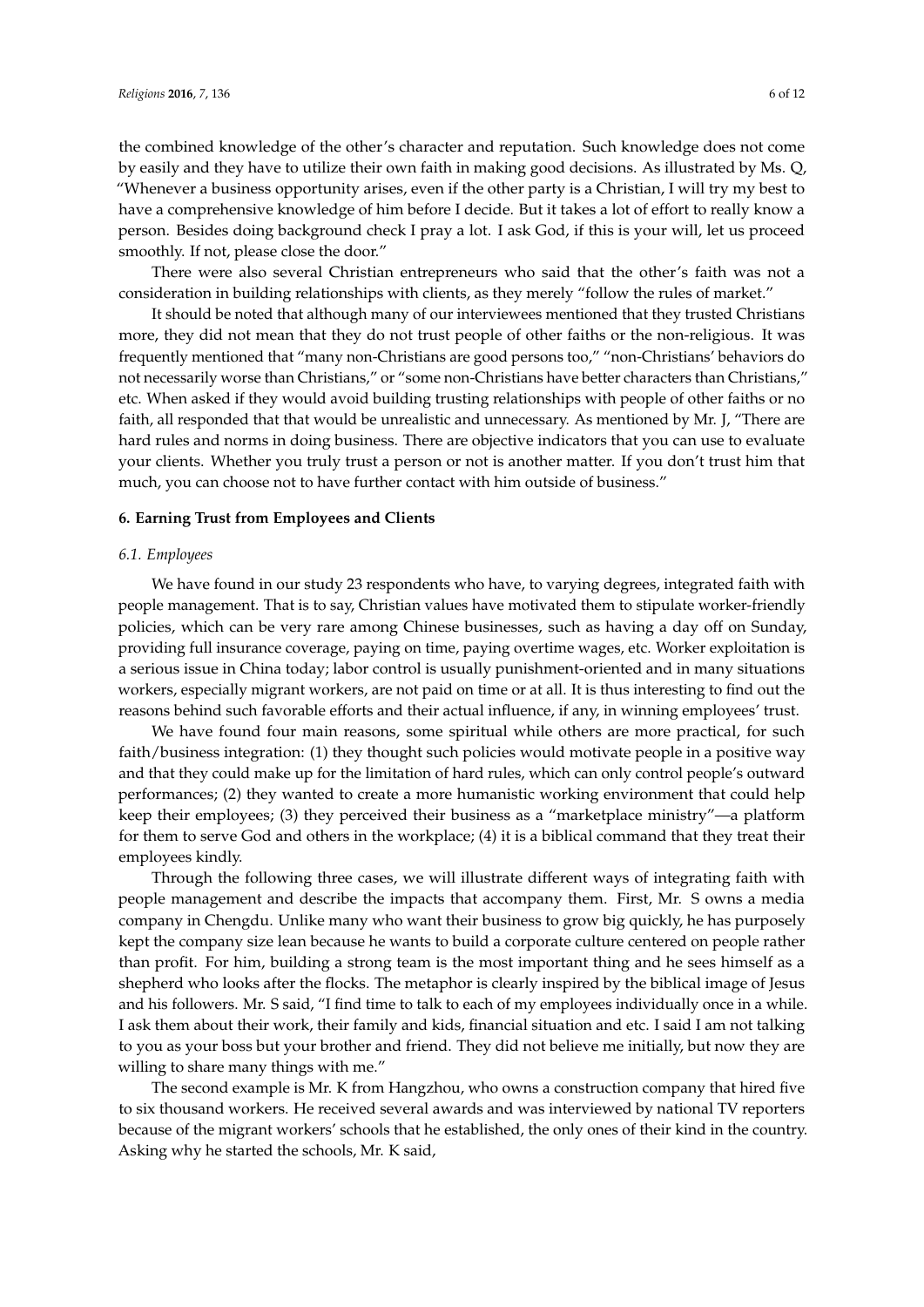the combined knowledge of the other's character and reputation. Such knowledge does not come by easily and they have to utilize their own faith in making good decisions. As illustrated by Ms. Q, "Whenever a business opportunity arises, even if the other party is a Christian, I will try my best to have a comprehensive knowledge of him before I decide. But it takes a lot of effort to really know a person. Besides doing background check I pray a lot. I ask God, if this is your will, let us proceed smoothly. If not, please close the door."

There were also several Christian entrepreneurs who said that the other's faith was not a consideration in building relationships with clients, as they merely "follow the rules of market."

It should be noted that although many of our interviewees mentioned that they trusted Christians more, they did not mean that they do not trust people of other faiths or the non-religious. It was frequently mentioned that "many non-Christians are good persons too," "non-Christians' behaviors do not necessarily worse than Christians," or "some non-Christians have better characters than Christians," etc. When asked if they would avoid building trusting relationships with people of other faiths or no faith, all responded that that would be unrealistic and unnecessary. As mentioned by Mr. J, "There are hard rules and norms in doing business. There are objective indicators that you can use to evaluate your clients. Whether you truly trust a person or not is another matter. If you don't trust him that much, you can choose not to have further contact with him outside of business."

## 6. Earning Trust from Employees and Clients

### *6.1. Employees*

We have found in our study 23 respondents who have, to varying degrees, integrated faith with people management. That is to say, Christian values have motivated them to stipulate worker-friendly policies, which can be very rare among Chinese businesses, such as having a day off on Sunday, providing full insurance coverage, paying on time, paying overtime wages, etc. Worker exploitation is a serious issue in China today; labor control is usually punishment-oriented and in many situations workers, especially migrant workers, are not paid on time or at all. It is thus interesting to find out the reasons behind such favorable efforts and their actual influence, if any, in winning employees' trust.

We have found four main reasons, some spiritual while others are more practical, for such faith/business integration: (1) they thought such policies would motivate people in a positive way and that they could make up for the limitation of hard rules, which can only control people's outward performances; (2) they wanted to create a more humanistic working environment that could help keep their employees; (3) they perceived their business as a "marketplace ministry"—a platform for them to serve God and others in the workplace; (4) it is a biblical command that they treat their employees kindly.

Through the following three cases, we will illustrate different ways of integrating faith with people management and describe the impacts that accompany them. First, Mr. S owns a media company in Chengdu. Unlike many who want their business to grow big quickly, he has purposely kept the company size lean because he wants to build a corporate culture centered on people rather than profit. For him, building a strong team is the most important thing and he sees himself as a shepherd who looks after the flocks. The metaphor is clearly inspired by the biblical image of Jesus and his followers. Mr. S said, "I find time to talk to each of my employees individually once in a while. I ask them about their work, their family and kids, financial situation and etc. I said I am not talking to you as your boss but your brother and friend. They did not believe me initially, but now they are willing to share many things with me."

The second example is Mr. K from Hangzhou, who owns a construction company that hired five to six thousand workers. He received several awards and was interviewed by national TV reporters because of the migrant workers' schools that he established, the only ones of their kind in the country. Asking why he started the schools, Mr. K said,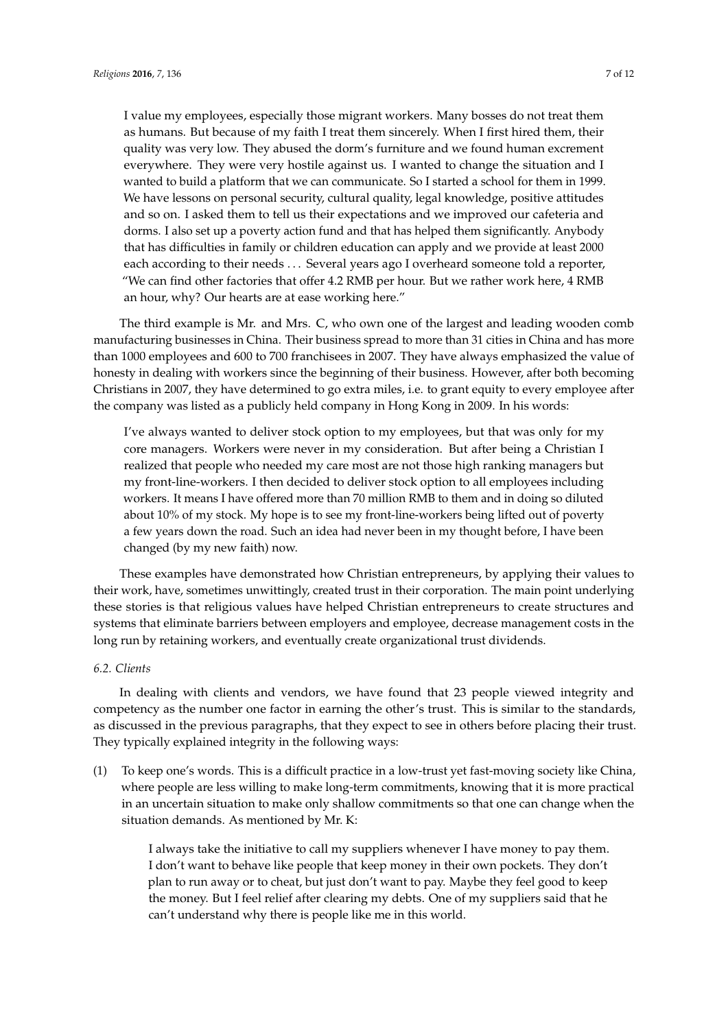> I value my employees, especially those migrant workers. Many bosses do not treat them as humans. But because of my faith I treat them sincerely. When I first hired them, their quality was very low. They abused the dorm's furniture and we found human excrement everywhere. They were very hostile against us. I wanted to change the situation and I wanted to build a platform that we can communicate. So I started a school for them in 1999. We have lessons on personal security, cultural quality, legal knowledge, positive attitudes and so on. I asked them to tell us their expectations and we improved our cafeteria and dorms. I also set up a poverty action fund and that has helped them significantly. Anybody that has difficulties in family or children education can apply and we provide at least 2000 each according to their needs ... Several years ago I overheard someone told a reporter, "We can find other factories that offer 4.2 RMB per hour. But we rather work here, 4 RMB an hour, why? Our hearts are at ease working here."

The third example is Mr. and Mrs. C, who own one of the largest and leading wooden comb manufacturing businesses in China. Their business spread to more than 31 cities in China and has more than 1000 employees and 600 to 700 franchisees in 2007. They have always emphasized the value of honesty in dealing with workers since the beginning of their business. However, after both becoming Christians in 2007, they have determined to go extra miles, i.e. to grant equity to every employee after the company was listed as a publicly held company in Hong Kong in 2009. In his words:

> I've always wanted to deliver stock option to my employees, but that was only for my core managers. Workers were never in my consideration. But after being a Christian I realized that people who needed my care most are not those high ranking managers but my front-line-workers. I then decided to deliver stock option to all employees including workers. It means I have offered more than 70 million RMB to them and in doing so diluted about 10% of my stock. My hope is to see my front-line-workers being lifted out of poverty a few years down the road. Such an idea had never been in my thought before, I have been changed (by my new faith) now.

These examples have demonstrated how Christian entrepreneurs, by applying their values to their work, have, sometimes unwittingly, created trust in their corporation. The main point underlying these stories is that religious values have helped Christian entrepreneurs to create structures and systems that eliminate barriers between employers and employee, decrease management costs in the long run by retaining workers, and eventually create organizational trust dividends.

### *6.2. Clients*

In dealing with clients and vendors, we have found that 23 people viewed integrity and competency as the number one factor in earning the other's trust. This is similar to the standards, as discussed in the previous paragraphs, that they expect to see in others before placing their trust. They typically explained integrity in the following ways:

(1) To keep one's words. This is a difficult practice in a low-trust yet fast-moving society like China, where people are less willing to make long-term commitments, knowing that it is more practical in an uncertain situation to make only shallow commitments so that one can change when the situation demands. As mentioned by Mr. K:

> I always take the initiative to call my suppliers whenever I have money to pay them. I don't want to behave like people that keep money in their own pockets. They don't plan to run away or to cheat, but just don't want to pay. Maybe they feel good to keep the money. But I feel relief after clearing my debts. One of my suppliers said that he can't understand why there is people like me in this world.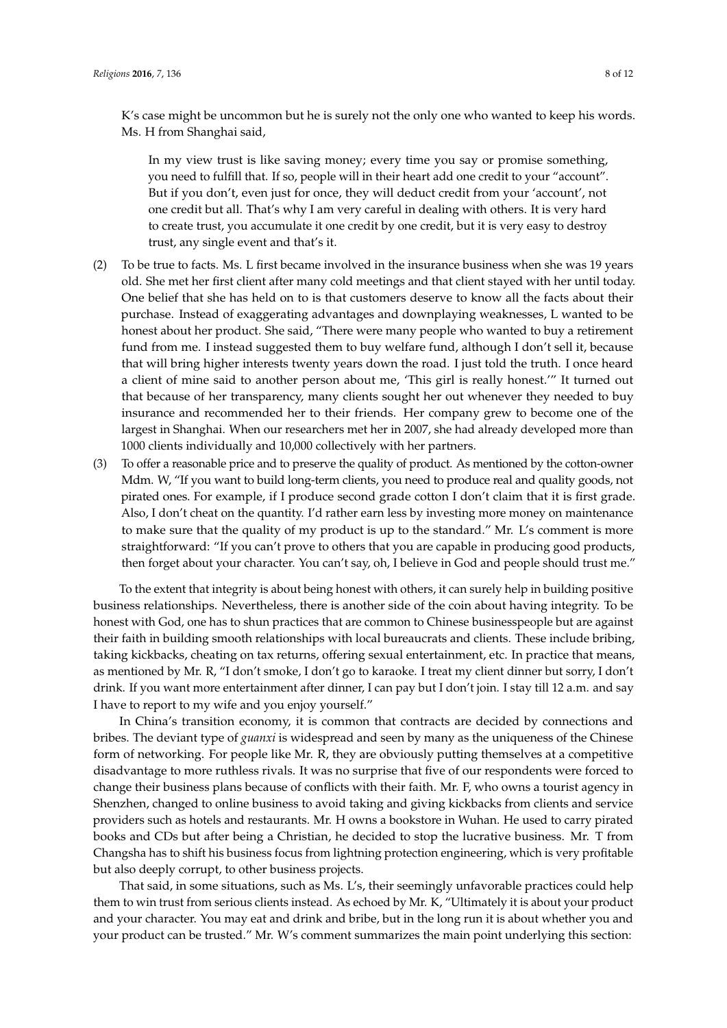K's case might be uncommon but he is surely not the only one who wanted to keep his words. Ms. H from Shanghai said,

> In my view trust is like saving money; every time you say or promise something, you need to fulfill that. If so, people will in their heart add one credit to your "account". But if you don't, even just for once, they will deduct credit from your 'account', not one credit but all. That's why I am very careful in dealing with others. It is very hard to create trust, you accumulate it one credit by one credit, but it is very easy to destroy trust, any single event and that's it.

(2) To be true to facts. Ms. L first became involved in the insurance business when she was 19 years old. She met her first client after many cold meetings and that client stayed with her until today. One belief that she has held on to is that customers deserve to know all the facts about their purchase. Instead of exaggerating advantages and downplaying weaknesses, L wanted to be honest about her product. She said, "There were many people who wanted to buy a retirement fund from me. I instead suggested them to buy welfare fund, although I don't sell it, because that will bring higher interests twenty years down the road. I just told the truth. I once heard a client of mine said to another person about me, 'This girl is really honest.'" It turned out that because of her transparency, many clients sought her out whenever they needed to buy insurance and recommended her to their friends. Her company grew to become one of the largest in Shanghai. When our researchers met her in 2007, she had already developed more than 1000 clients individually and 10,000 collectively with her partners.

(3) To offer a reasonable price and to preserve the quality of product. As mentioned by the cotton-owner Mdm. W, "If you want to build long-term clients, you need to produce real and quality goods, not pirated ones. For example, if I produce second grade cotton I don't claim that it is first grade. Also, I don't cheat on the quantity. I'd rather earn less by investing more money on maintenance to make sure that the quality of my product is up to the standard." Mr. L's comment is more straightforward: "If you can't prove to others that you are capable in producing good products, then forget about your character. You can't say, oh, I believe in God and people should trust me."

To the extent that integrity is about being honest with others, it can surely help in building positive business relationships. Nevertheless, there is another side of the coin about having integrity. To be honest with God, one has to shun practices that are common to Chinese businesspeople but are against their faith in building smooth relationships with local bureaucrats and clients. These include bribing, taking kickbacks, cheating on tax returns, offering sexual entertainment, etc. In practice that means, as mentioned by Mr. R, "I don't smoke, I don't go to karaoke. I treat my client dinner but sorry, I don't drink. If you want more entertainment after dinner, I can pay but I don't join. I stay till 12 a.m. and say I have to report to my wife and you enjoy yourself."

In China's transition economy, it is common that contracts are decided by connections and bribes. The deviant type of *guanxi* is widespread and seen by many as the uniqueness of the Chinese form of networking. For people like Mr. R, they are obviously putting themselves at a competitive disadvantage to more ruthless rivals. It was no surprise that five of our respondents were forced to change their business plans because of conflicts with their faith. Mr. F, who owns a tourist agency in Shenzhen, changed to online business to avoid taking and giving kickbacks from clients and service providers such as hotels and restaurants. Mr. H owns a bookstore in Wuhan. He used to carry pirated books and CDs but after being a Christian, he decided to stop the lucrative business. Mr. T from Changsha has to shift his business focus from lightning protection engineering, which is very profitable but also deeply corrupt, to other business projects.

That said, in some situations, such as Ms. L's, their seemingly unfavorable practices could help them to win trust from serious clients instead. As echoed by Mr. K, "Ultimately it is about your product and your character. You may eat and drink and bribe, but in the long run it is about whether you and your product can be trusted." Mr. W's comment summarizes the main point underlying this section: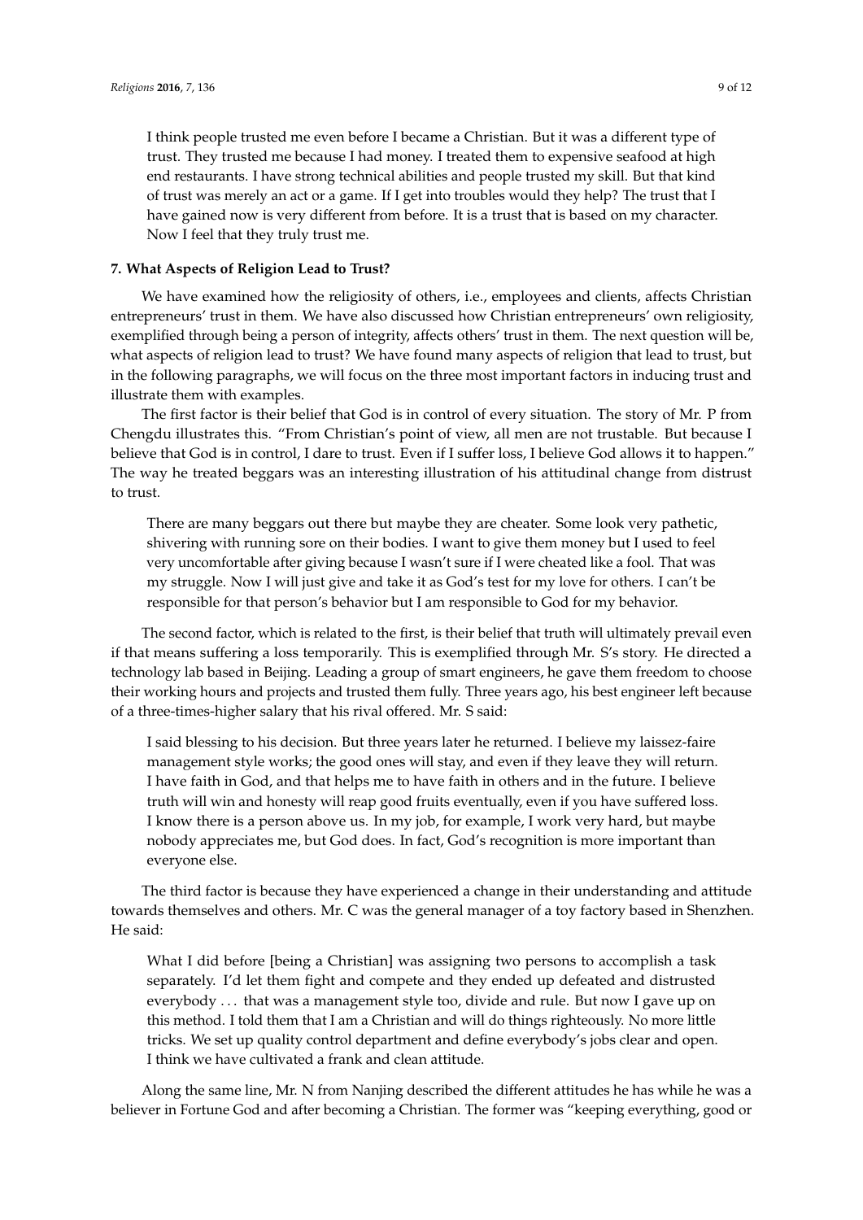> I think people trusted me even before I became a Christian. But it was a different type of trust. They trusted me because I had money. I treated them to expensive seafood at high end restaurants. I have strong technical abilities and people trusted my skill. But that kind of trust was merely an act or a game. If I get into troubles would they help? The trust that I have gained now is very different from before. It is a trust that is based on my character. Now I feel that they truly trust me.

## 7. What Aspects of Religion Lead to Trust?

We have examined how the religiosity of others, i.e., employees and clients, affects Christian entrepreneurs' trust in them. We have also discussed how Christian entrepreneurs' own religiosity, exemplified through being a person of integrity, affects others' trust in them. The next question will be, what aspects of religion lead to trust? We have found many aspects of religion that lead to trust, but in the following paragraphs, we will focus on the three most important factors in inducing trust and illustrate them with examples.

The first factor is their belief that God is in control of every situation. The story of Mr. P from Chengdu illustrates this. "From Christian's point of view, all men are not trustable. But because I believe that God is in control, I dare to trust. Even if I suffer loss, I believe God allows it to happen." The way he treated beggars was an interesting illustration of his attitudinal change from distrust to trust.

> There are many beggars out there but maybe they are cheater. Some look very pathetic, shivering with running sore on their bodies. I want to give them money but I used to feel very uncomfortable after giving because I wasn't sure if I were cheated like a fool. That was my struggle. Now I will just give and take it as God's test for my love for others. I can't be responsible for that person's behavior but I am responsible to God for my behavior.

The second factor, which is related to the first, is their belief that truth will ultimately prevail even if that means suffering a loss temporarily. This is exemplified through Mr. S's story. He directed a technology lab based in Beijing. Leading a group of smart engineers, he gave them freedom to choose their working hours and projects and trusted them fully. Three years ago, his best engineer left because of a three-times-higher salary that his rival offered. Mr. S said:

> I said blessing to his decision. But three years later he returned. I believe my laissez-faire management style works; the good ones will stay, and even if they leave they will return. I have faith in God, and that helps me to have faith in others and in the future. I believe truth will win and honesty will reap good fruits eventually, even if you have suffered loss. I know there is a person above us. In my job, for example, I work very hard, but maybe nobody appreciates me, but God does. In fact, God's recognition is more important than everyone else.

The third factor is because they have experienced a change in their understanding and attitude towards themselves and others. Mr. C was the general manager of a toy factory based in Shenzhen. He said:

> What I did before [being a Christian] was assigning two persons to accomplish a task separately. I'd let them fight and compete and they ended up defeated and distrusted everybody ... that was a management style too, divide and rule. But now I gave up on this method. I told them that I am a Christian and will do things righteously. No more little tricks. We set up quality control department and define everybody's jobs clear and open. I think we have cultivated a frank and clean attitude.

Along the same line, Mr. N from Nanjing described the different attitudes he has while he was a believer in Fortune God and after becoming a Christian. The former was "keeping everything, good or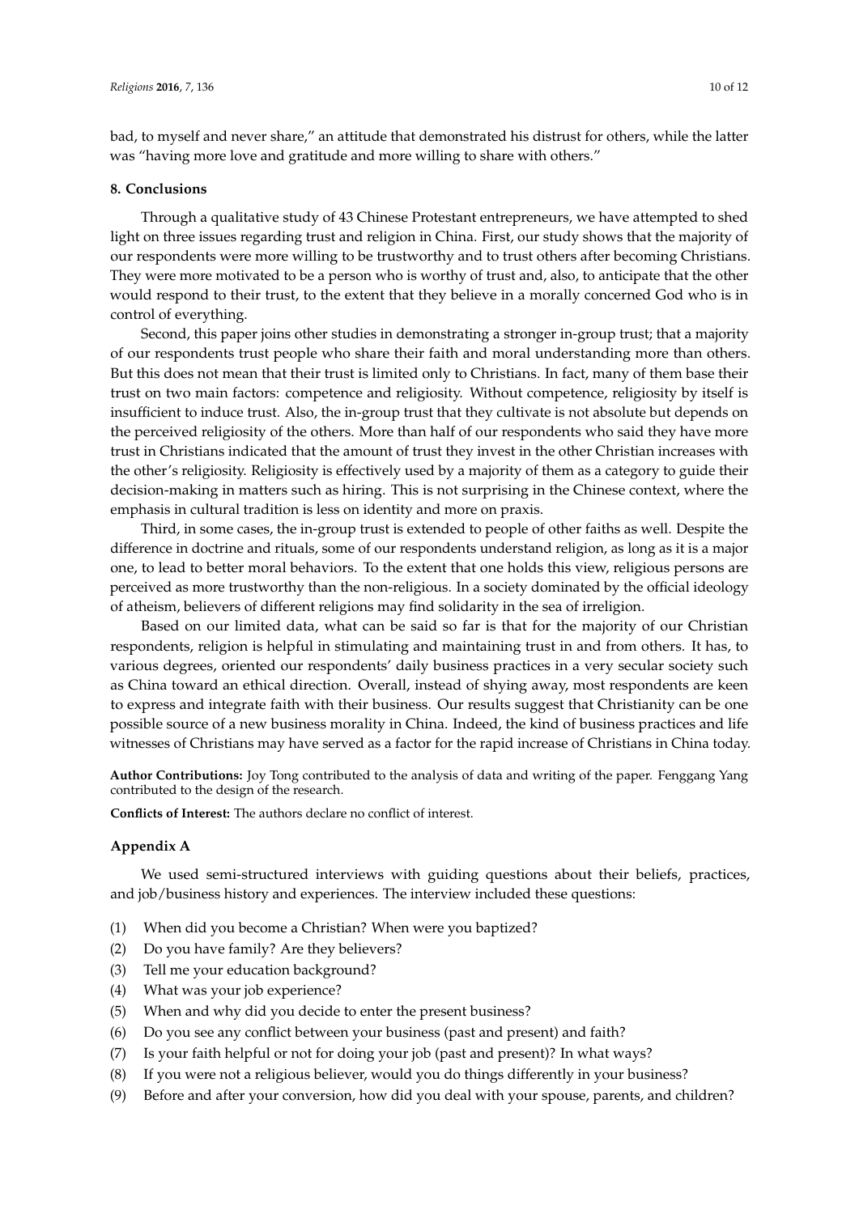bad, to myself and never share," an attitude that demonstrated his distrust for others, while the latter was "having more love and gratitude and more willing to share with others."

## 8. Conclusions

Through a qualitative study of 43 Chinese Protestant entrepreneurs, we have attempted to shed light on three issues regarding trust and religion in China. First, our study shows that the majority of our respondents were more willing to be trustworthy and to trust others after becoming Christians. They were more motivated to be a person who is worthy of trust and, also, to anticipate that the other would respond to their trust, to the extent that they believe in a morally concerned God who is in control of everything.

Second, this paper joins other studies in demonstrating a stronger in-group trust; that a majority of our respondents trust people who share their faith and moral understanding more than others. But this does not mean that their trust is limited only to Christians. In fact, many of them base their trust on two main factors: competence and religiosity. Without competence, religiosity by itself is insufficient to induce trust. Also, the in-group trust that they cultivate is not absolute but depends on the perceived religiosity of the others. More than half of our respondents who said they have more trust in Christians indicated that the amount of trust they invest in the other Christian increases with the other's religiosity. Religiosity is effectively used by a majority of them as a category to guide their decision-making in matters such as hiring. This is not surprising in the Chinese context, where the emphasis in cultural tradition is less on identity and more on praxis.

Third, in some cases, the in-group trust is extended to people of other faiths as well. Despite the difference in doctrine and rituals, some of our respondents understand religion, as long as it is a major one, to lead to better moral behaviors. To the extent that one holds this view, religious persons are perceived as more trustworthy than the non-religious. In a society dominated by the official ideology of atheism, believers of different religions may find solidarity in the sea of irreligion.

Based on our limited data, what can be said so far is that for the majority of our Christian respondents, religion is helpful in stimulating and maintaining trust in and from others. It has, to various degrees, oriented our respondents' daily business practices in a very secular society such as China toward an ethical direction. Overall, instead of shying away, most respondents are keen to express and integrate faith with their business. Our results suggest that Christianity can be one possible source of a new business morality in China. Indeed, the kind of business practices and life witnesses of Christians may have served as a factor for the rapid increase of Christians in China today.

**Author Contributions:** Joy Tong contributed to the analysis of data and writing of the paper. Fenggang Yang contributed to the design of the research.

**Conflicts of Interest:** The authors declare no conflict of interest.

## Appendix A

We used semi-structured interviews with guiding questions about their beliefs, practices, and job/business history and experiences. The interview included these questions:

(1) When did you become a Christian? When were you baptized?
(2) Do you have family? Are they believers?
(3) Tell me your education background?
(4) What was your job experience?
(5) When and why did you decide to enter the present business?
(6) Do you see any conflict between your business (past and present) and faith?
(7) Is your faith helpful or not for doing your job (past and present)? In what ways?
(8) If you were not a religious believer, would you do things differently in your business?
(9) Before and after your conversion, how did you deal with your spouse, parents, and children?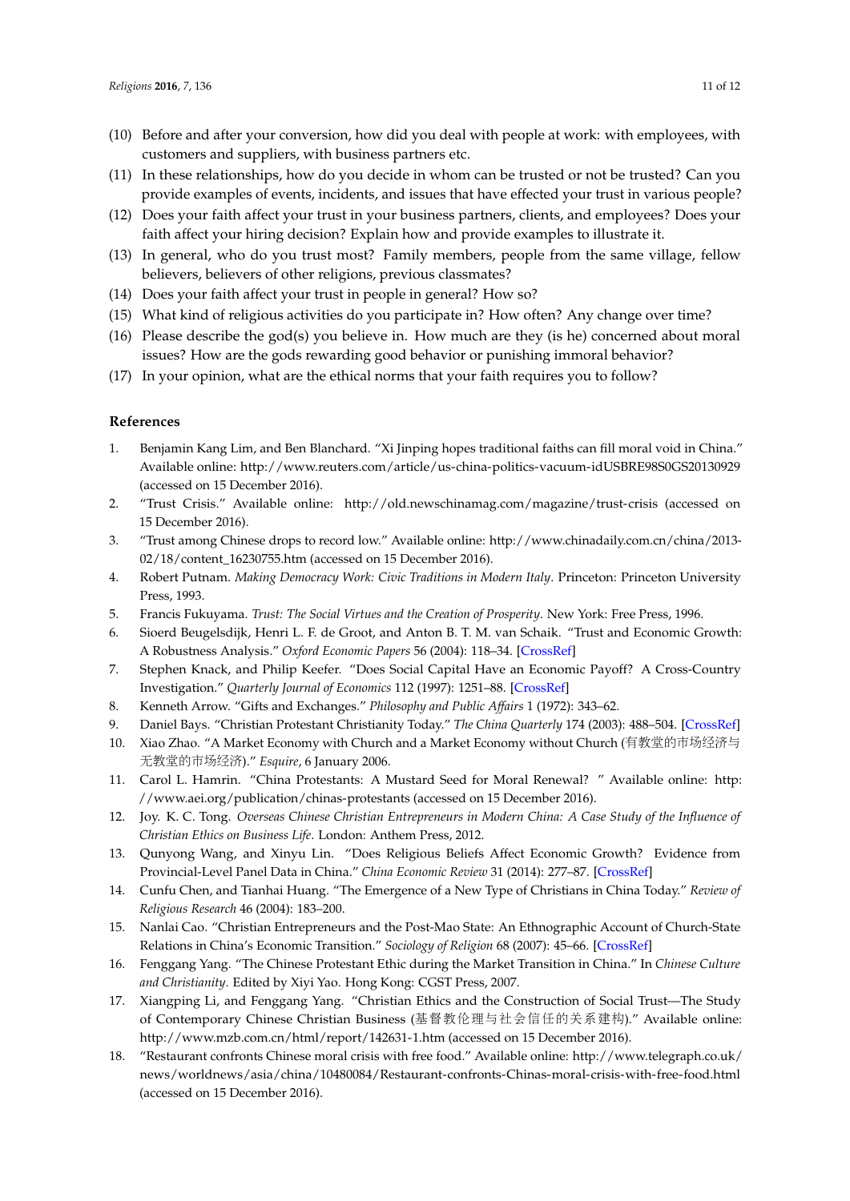(10) Before and after your conversion, how did you deal with people at work: with employees, with customers and suppliers, with business partners etc.

(11) In these relationships, how do you decide in whom can be trusted or not be trusted? Can you provide examples of events, incidents, and issues that have effected your trust in various people?

(12) Does your faith affect your trust in your business partners, clients, and employees? Does your faith affect your hiring decision? Explain how and provide examples to illustrate it.

(13) In general, who do you trust most? Family members, people from the same village, fellow believers, believers of other religions, previous classmates?

(14) Does your faith affect your trust in people in general? How so?

(15) What kind of religious activities do you participate in? How often? Any change over time?

(16) Please describe the god(s) you believe in. How much are they (is he) concerned about moral issues? How are the gods rewarding good behavior or punishing immoral behavior?

(17) In your opinion, what are the ethical norms that your faith requires you to follow?

## References

1. Benjamin Kang Lim, and Ben Blanchard. "Xi Jinping hopes traditional faiths can fill moral void in China." Available online: http://www.reuters.com/article/us-china-politics-vacuum-idUSBRE98S0GS20130929 (accessed on 15 December 2016).
2. "Trust Crisis." Available online: http://old.newschinamag.com/magazine/trust-crisis (accessed on 15 December 2016).
3. "Trust among Chinese drops to record low." Available online: http://www.chinadaily.com.cn/china/2013-02/18/content_16230755.htm (accessed on 15 December 2016).
4. Robert Putnam. *Making Democracy Work: Civic Traditions in Modern Italy*. Princeton: Princeton University Press, 1993.
5. Francis Fukuyama. *Trust: The Social Virtues and the Creation of Prosperity*. New York: Free Press, 1996.
6. Sioerd Beugelsdijk, Henri L. F. de Groot, and Anton B. T. M. van Schaik. "Trust and Economic Growth: A Robustness Analysis." *Oxford Economic Papers* 56 (2004): 118–34. [CrossRef]
7. Stephen Knack, and Philip Keefer. "Does Social Capital Have an Economic Payoff? A Cross-Country Investigation." *Quarterly Journal of Economics* 112 (1997): 1251–88. [CrossRef]
8. Kenneth Arrow. "Gifts and Exchanges." *Philosophy and Public Affairs* 1 (1972): 343–62.
9. Daniel Bays. "Christian Protestant Christianity Today." *The China Quarterly* 174 (2003): 488–504. [CrossRef]
10. Xiao Zhao. "A Market Economy with Church and a Market Economy without Church (有教堂的市场经济与无教堂的市场经济)." *Esquire*, 6 January 2006.
11. Carol L. Hamrin. "China Protestants: A Mustard Seed for Moral Renewal? " Available online: http://www.aei.org/publication/chinas-protestants (accessed on 15 December 2016).
12. Joy. K. C. Tong. *Overseas Chinese Christian Entrepreneurs in Modern China: A Case Study of the Influence of Christian Ethics on Business Life*. London: Anthem Press, 2012.
13. Qunyong Wang, and Xinyu Lin. "Does Religious Beliefs Affect Economic Growth? Evidence from Provincial-Level Panel Data in China." *China Economic Review* 31 (2014): 277–87. [CrossRef]
14. Cunfu Chen, and Tianhai Huang. "The Emergence of a New Type of Christians in China Today." *Review of Religious Research* 46 (2004): 183–200.
15. Nanlai Cao. "Christian Entrepreneurs and the Post-Mao State: An Ethnographic Account of Church-State Relations in China's Economic Transition." *Sociology of Religion* 68 (2007): 45–66. [CrossRef]
16. Fenggang Yang. "The Chinese Protestant Ethic during the Market Transition in China." In *Chinese Culture and Christianity*. Edited by Xiyi Yao. Hong Kong: CGST Press, 2007.
17. Xiangping Li, and Fenggang Yang. "Christian Ethics and the Construction of Social Trust—The Study of Contemporary Chinese Christian Business (基督教伦理与社会信任的关系建构)." Available online: http://www.mzb.com.cn/html/report/142631-1.htm (accessed on 15 December 2016).
18. "Restaurant confronts Chinese moral crisis with free food." Available online: http://www.telegraph.co.uk/news/worldnews/asia/china/10480084/Restaurant-confronts-Chinas-moral-crisis-with-free-food.html (accessed on 15 December 2016).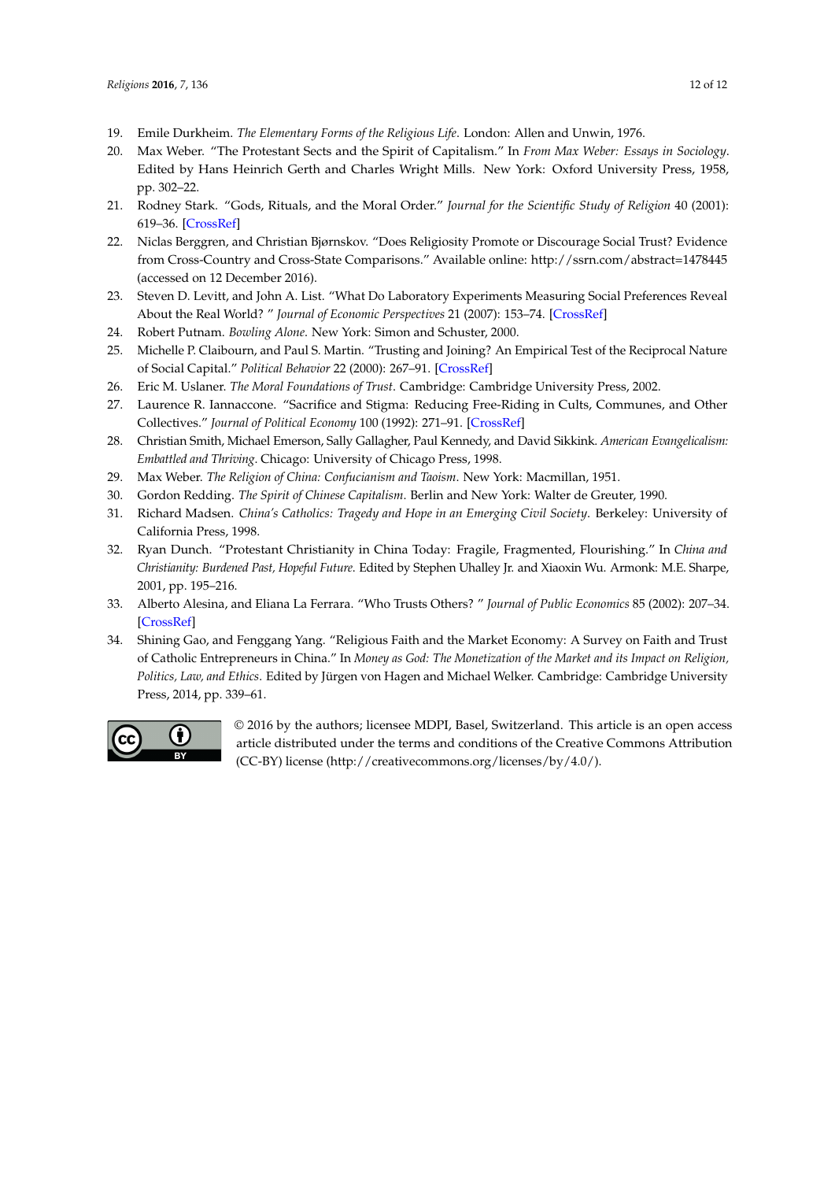19. Emile Durkheim. *The Elementary Forms of the Religious Life*. London: Allen and Unwin, 1976.
20. Max Weber. "The Protestant Sects and the Spirit of Capitalism." In *From Max Weber: Essays in Sociology*. Edited by Hans Heinrich Gerth and Charles Wright Mills. New York: Oxford University Press, 1958, pp. 302–22.
21. Rodney Stark. "Gods, Rituals, and the Moral Order." *Journal for the Scientific Study of Religion* 40 (2001): 619–36. [CrossRef]
22. Niclas Berggren, and Christian Bjørnskov. "Does Religiosity Promote or Discourage Social Trust? Evidence from Cross-Country and Cross-State Comparisons." Available online: http://ssrn.com/abstract=1478445 (accessed on 12 December 2016).
23. Steven D. Levitt, and John A. List. "What Do Laboratory Experiments Measuring Social Preferences Reveal About the Real World? " *Journal of Economic Perspectives* 21 (2007): 153–74. [CrossRef]
24. Robert Putnam. *Bowling Alone*. New York: Simon and Schuster, 2000.
25. Michelle P. Claibourn, and Paul S. Martin. "Trusting and Joining? An Empirical Test of the Reciprocal Nature of Social Capital." *Political Behavior* 22 (2000): 267–91. [CrossRef]
26. Eric M. Uslaner. *The Moral Foundations of Trust*. Cambridge: Cambridge University Press, 2002.
27. Laurence R. Iannaccone. "Sacrifice and Stigma: Reducing Free-Riding in Cults, Communes, and Other Collectives." *Journal of Political Economy* 100 (1992): 271–91. [CrossRef]
28. Christian Smith, Michael Emerson, Sally Gallagher, Paul Kennedy, and David Sikkink. *American Evangelicalism: Embattled and Thriving*. Chicago: University of Chicago Press, 1998.
29. Max Weber. *The Religion of China: Confucianism and Taoism*. New York: Macmillan, 1951.
30. Gordon Redding. *The Spirit of Chinese Capitalism*. Berlin and New York: Walter de Greuter, 1990.
31. Richard Madsen. *China's Catholics: Tragedy and Hope in an Emerging Civil Society*. Berkeley: University of California Press, 1998.
32. Ryan Dunch. "Protestant Christianity in China Today: Fragile, Fragmented, Flourishing." In *China and Christianity: Burdened Past, Hopeful Future*. Edited by Stephen Uhalley Jr. and Xiaoxin Wu. Armonk: M.E. Sharpe, 2001, pp. 195–216.
33. Alberto Alesina, and Eliana La Ferrara. "Who Trusts Others? " *Journal of Public Economics* 85 (2002): 207–34. [CrossRef]
34. Shining Gao, and Fenggang Yang. "Religious Faith and the Market Economy: A Survey on Faith and Trust of Catholic Entrepreneurs in China." In *Money as God: The Monetization of the Market and its Impact on Religion, Politics, Law, and Ethics*. Edited by Jürgen von Hagen and Michael Welker. Cambridge: Cambridge University Press, 2014, pp. 339–61.

© 2016 by the authors; licensee MDPI, Basel, Switzerland. This article is an open access article distributed under the terms and conditions of the Creative Commons Attribution (CC-BY) license (http://creativecommons.org/licenses/by/4.0/).